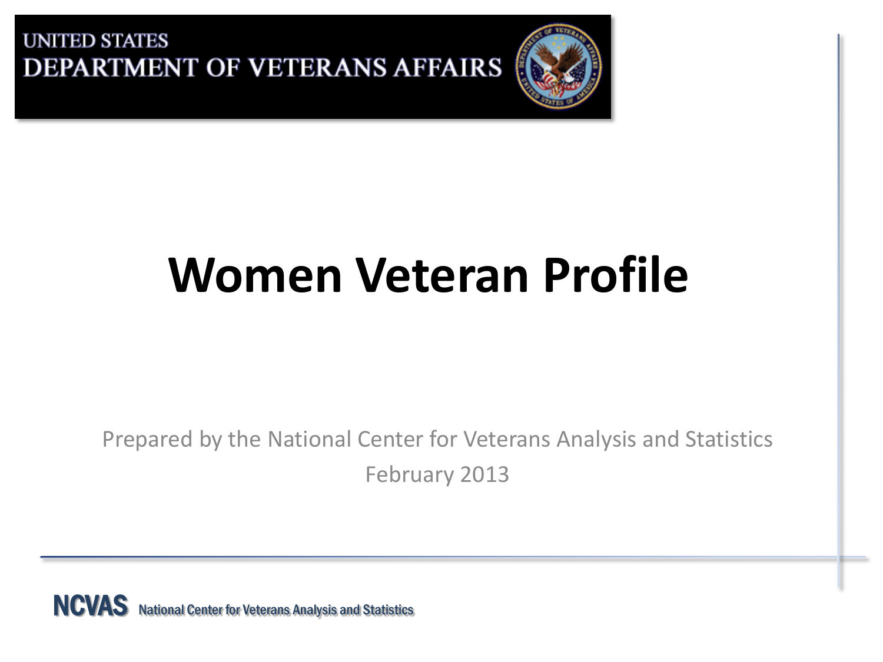UNITED STATES
DEPARTMENT OF VETERANS AFFAIRS

# Women Veteran Profile

Prepared by the National Center for Veterans Analysis and Statistics

February 2013

NCVAS National Center for Veterans Analysis and Statistics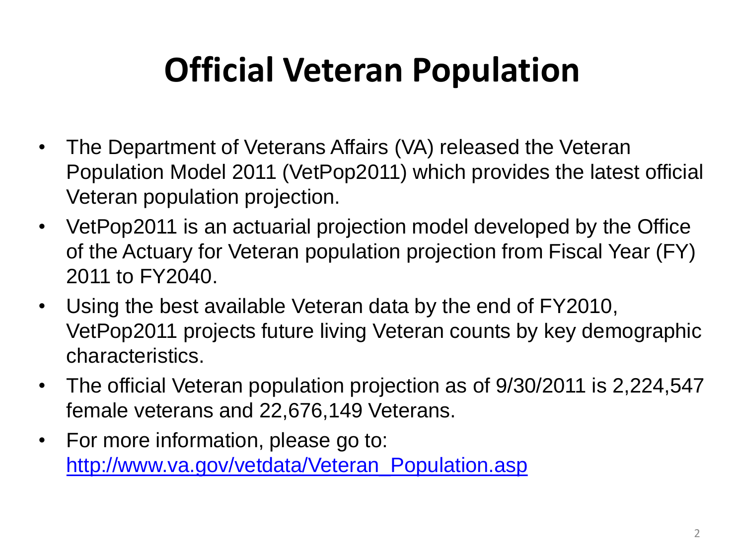# Official Veteran Population

- The Department of Veterans Affairs (VA) released the Veteran Population Model 2011 (VetPop2011) which provides the latest official Veteran population projection.
- VetPop2011 is an actuarial projection model developed by the Office of the Actuary for Veteran population projection from Fiscal Year (FY) 2011 to FY2040.
- Using the best available Veteran data by the end of FY2010, VetPop2011 projects future living Veteran counts by key demographic characteristics.
- The official Veteran population projection as of 9/30/2011 is 2,224,547 female veterans and 22,676,149 Veterans.
- For more information, please go to: [http://www.va.gov/vetdata/Veteran_Population.asp](http://www.va.gov/vetdata/Veteran_Population.asp)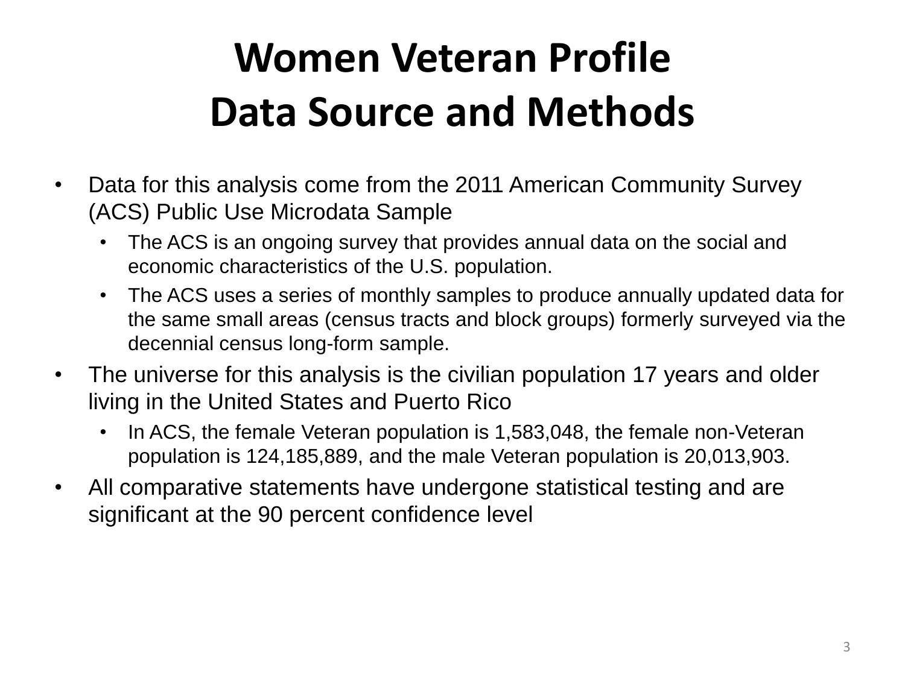# Women Veteran Profile
# Data Source and Methods

- Data for this analysis come from the 2011 American Community Survey (ACS) Public Use Microdata Sample
  - The ACS is an ongoing survey that provides annual data on the social and economic characteristics of the U.S. population.
  - The ACS uses a series of monthly samples to produce annually updated data for the same small areas (census tracts and block groups) formerly surveyed via the decennial census long-form sample.
- The universe for this analysis is the civilian population 17 years and older living in the United States and Puerto Rico
  - In ACS, the female Veteran population is 1,583,048, the female non-Veteran population is 124,185,889, and the male Veteran population is 20,013,903.
- All comparative statements have undergone statistical testing and are significant at the 90 percent confidence level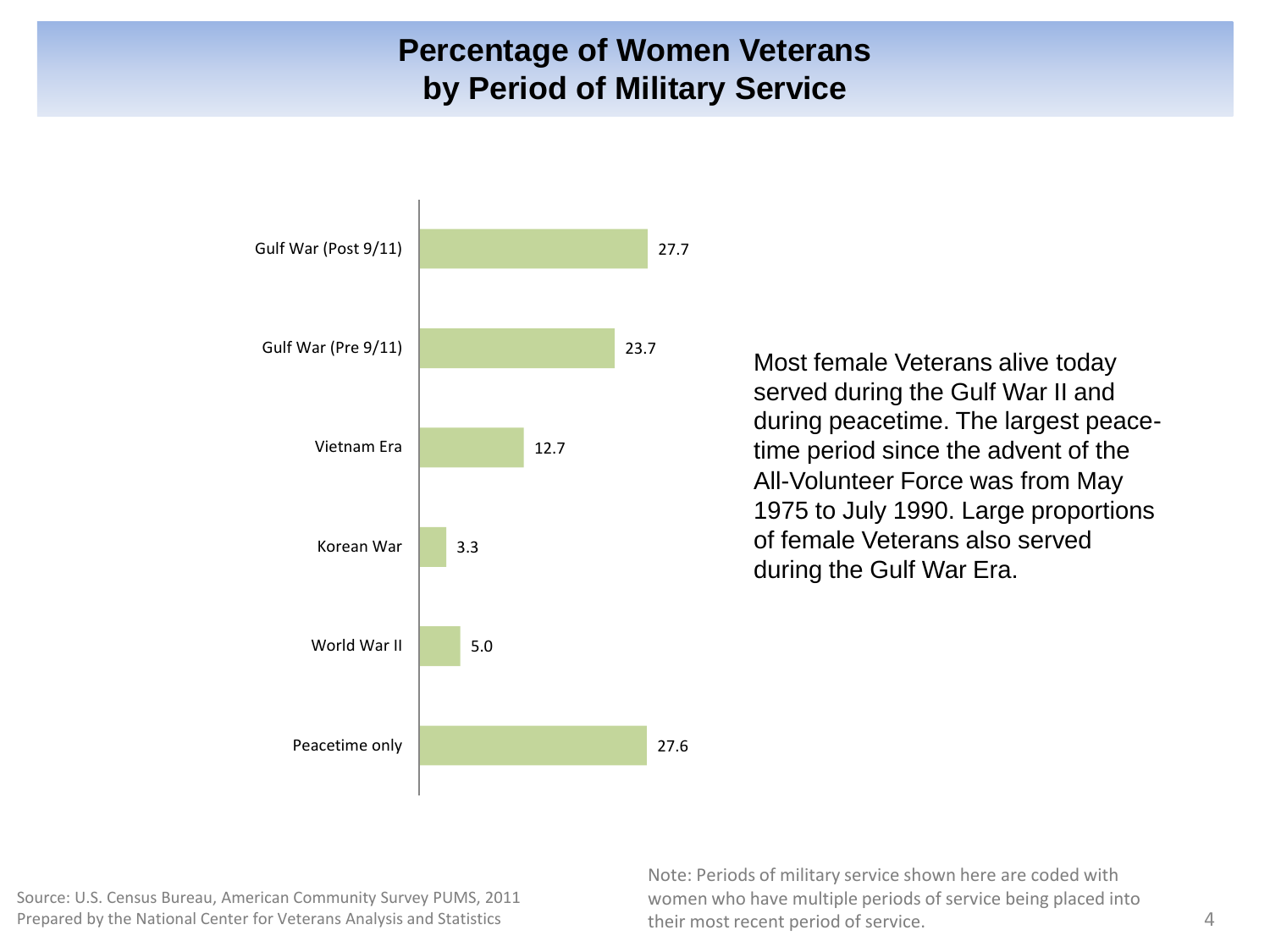# Percentage of Women Veterans by Period of Military Service

| Period of Military Service | Percent |
| --- | --- |
| Gulf War (Post 9/11) | 27.7 |
| Gulf War (Pre 9/11) | 23.7 |
| Vietnam Era | 12.7 |
| Korean War | 3.3 |
| World War II | 5.0 |
| Peacetime only | 27.6 |

Most female Veterans alive today served during the Gulf War II and during peacetime. The largest peace-time period since the advent of the All-Volunteer Force was from May 1975 to July 1990. Large proportions of female Veterans also served during the Gulf War Era.

Source: U.S. Census Bureau, American Community Survey PUMS, 2011
Prepared by the National Center for Veterans Analysis and Statistics

Note: Periods of military service shown here are coded with women who have multiple periods of service being placed into their most recent period of service.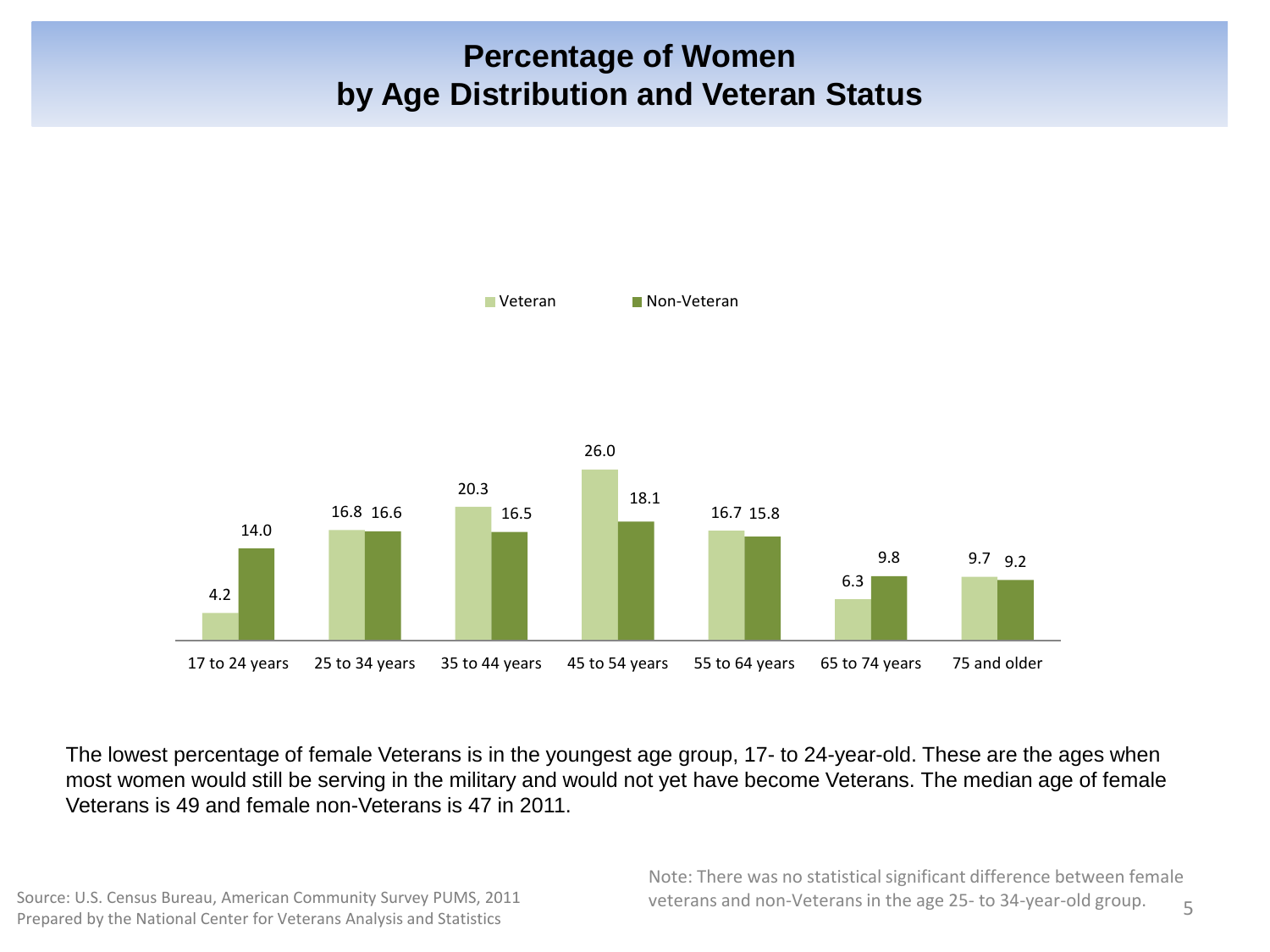# Percentage of Women by Age Distribution and Veteran Status

| Age group | Veteran | Non-Veteran |
|---|---|---|
| 17 to 24 years | 4.2 | 14.0 |
| 25 to 34 years | 16.8 | 16.6 |
| 35 to 44 years | 20.3 | 16.5 |
| 45 to 54 years | 26.0 | 18.1 |
| 55 to 64 years | 16.7 | 15.8 |
| 65 to 74 years | 6.3 | 9.8 |
| 75 and older | 9.7 | 9.2 |

The lowest percentage of female Veterans is in the youngest age group, 17- to 24-year-old. These are the ages when most women would still be serving in the military and would not yet have become Veterans. The median age of female Veterans is 49 and female non-Veterans is 47 in 2011.

Note: There was no statistical significant difference between female veterans and non-Veterans in the age 25- to 34-year-old group.

Source: U.S. Census Bureau, American Community Survey PUMS, 2011
Prepared by the National Center for Veterans Analysis and Statistics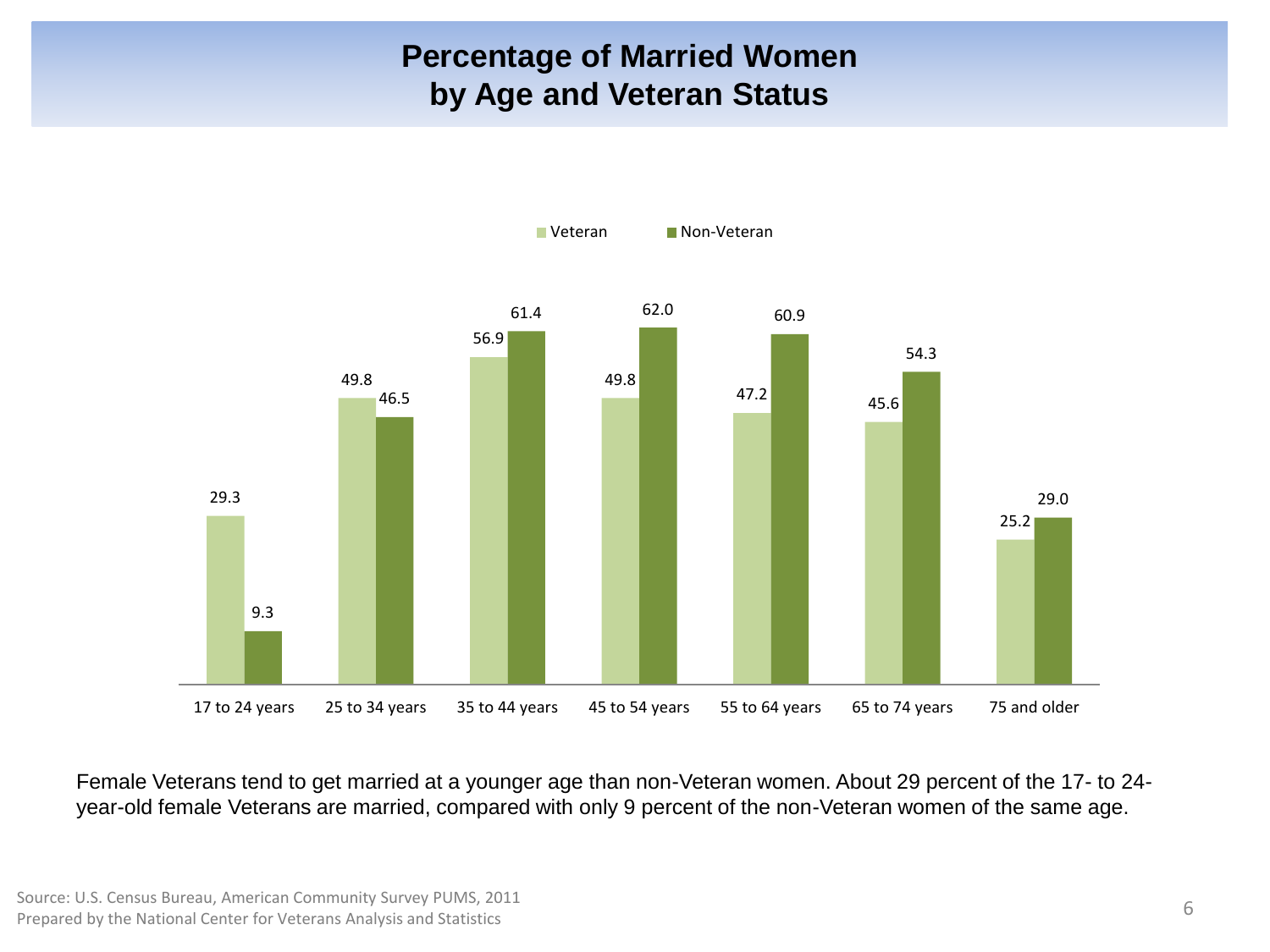# Percentage of Married Women by Age and Veteran Status

| Age group | Veteran | Non-Veteran |
|---|---|---|
| 17 to 24 years | 29.3 | 9.3 |
| 25 to 34 years | 49.8 | 46.5 |
| 35 to 44 years | 56.9 | 61.4 |
| 45 to 54 years | 49.8 | 62.0 |
| 55 to 64 years | 47.2 | 60.9 |
| 65 to 74 years | 45.6 | 54.3 |
| 75 and older | 25.2 | 29.0 |

Female Veterans tend to get married at a younger age than non-Veteran women. About 29 percent of the 17- to 24-year-old female Veterans are married, compared with only 9 percent of the non-Veteran women of the same age.

Source: U.S. Census Bureau, American Community Survey PUMS, 2011
Prepared by the National Center for Veterans Analysis and Statistics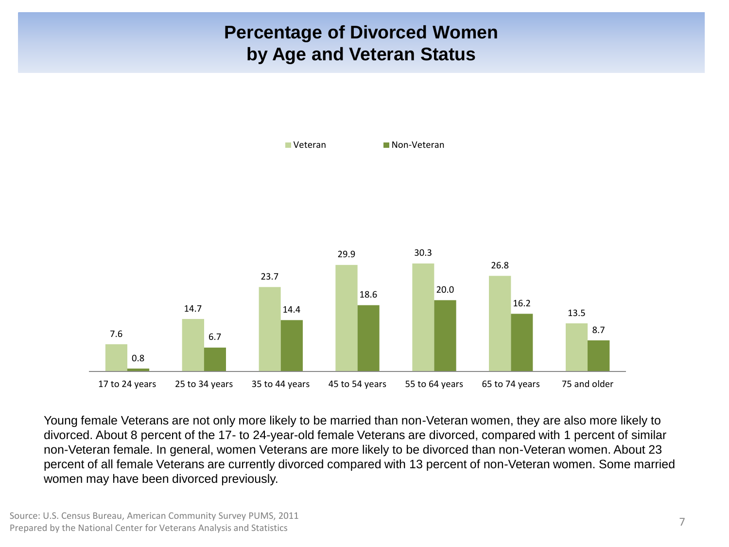# Percentage of Divorced Women by Age and Veteran Status

| Age | Veteran | Non-Veteran |
|---|---|---|
| 17 to 24 years | 7.6 | 0.8 |
| 25 to 34 years | 14.7 | 6.7 |
| 35 to 44 years | 23.7 | 14.4 |
| 45 to 54 years | 29.9 | 18.6 |
| 55 to 64 years | 30.3 | 20.0 |
| 65 to 74 years | 26.8 | 16.2 |
| 75 and older | 13.5 | 8.7 |

Young female Veterans are not only more likely to be married than non-Veteran women, they are also more likely to divorced. About 8 percent of the 17- to 24-year-old female Veterans are divorced, compared with 1 percent of similar non-Veteran female. In general, women Veterans are more likely to be divorced than non-Veteran women. About 23 percent of all female Veterans are currently divorced compared with 13 percent of non-Veteran women. Some married women may have been divorced previously.

Source: U.S. Census Bureau, American Community Survey PUMS, 2011
Prepared by the National Center for Veterans Analysis and Statistics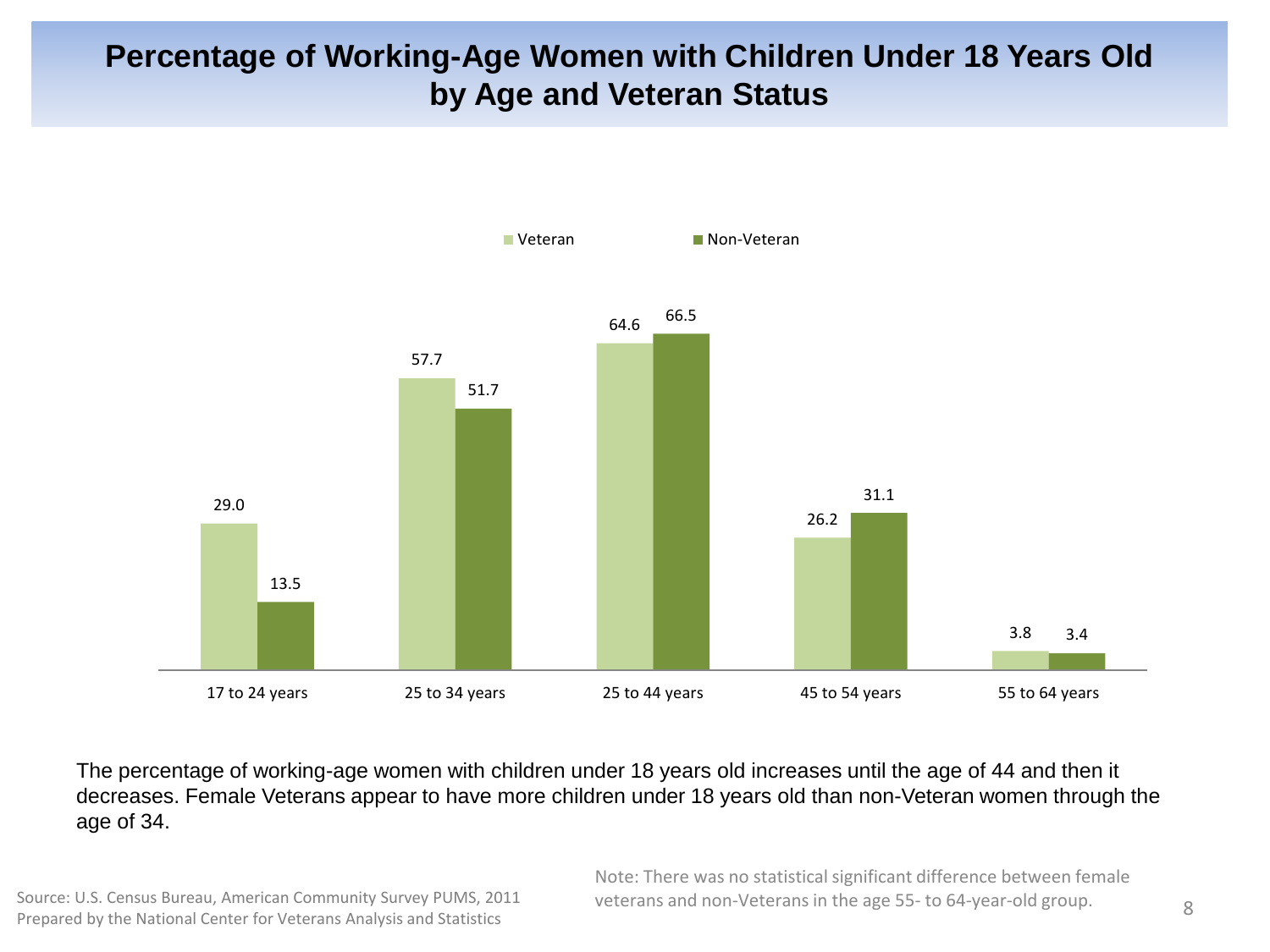# Percentage of Working-Age Women with Children Under 18 Years Old by Age and Veteran Status

| Age group | Veteran | Non-Veteran |
|---|---|---|
| 17 to 24 years | 29.0 | 13.5 |
| 25 to 34 years | 57.7 | 51.7 |
| 25 to 44 years | 64.6 | 66.5 |
| 45 to 54 years | 26.2 | 31.1 |
| 55 to 64 years | 3.8 | 3.4 |

The percentage of working-age women with children under 18 years old increases until the age of 44 and then it decreases. Female Veterans appear to have more children under 18 years old than non-Veteran women through the age of 34.

Source: U.S. Census Bureau, American Community Survey PUMS, 2011
Prepared by the National Center for Veterans Analysis and Statistics

Note: There was no statistical significant difference between female veterans and non-Veterans in the age 55- to 64-year-old group.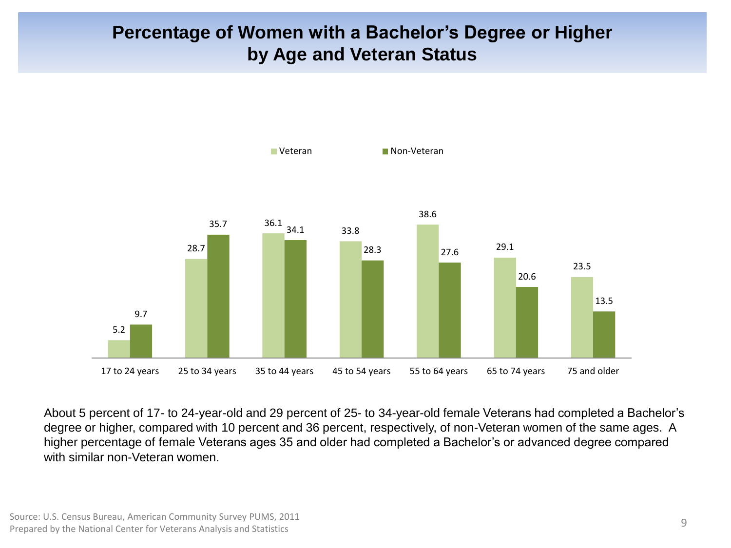# Percentage of Women with a Bachelor's Degree or Higher by Age and Veteran Status

| Age | Veteran | Non-Veteran |
|---|---|---|
| 17 to 24 years | 5.2 | 9.7 |
| 25 to 34 years | 28.7 | 35.7 |
| 35 to 44 years | 36.1 | 34.1 |
| 45 to 54 years | 33.8 | 28.3 |
| 55 to 64 years | 38.6 | 27.6 |
| 65 to 74 years | 29.1 | 20.6 |
| 75 and older | 23.5 | 13.5 |

About 5 percent of 17- to 24-year-old and 29 percent of 25- to 34-year-old female Veterans had completed a Bachelor's degree or higher, compared with 10 percent and 36 percent, respectively, of non-Veteran women of the same ages. A higher percentage of female Veterans ages 35 and older had completed a Bachelor's or advanced degree compared with similar non-Veteran women.

Source: U.S. Census Bureau, American Community Survey PUMS, 2011
Prepared by the National Center for Veterans Analysis and Statistics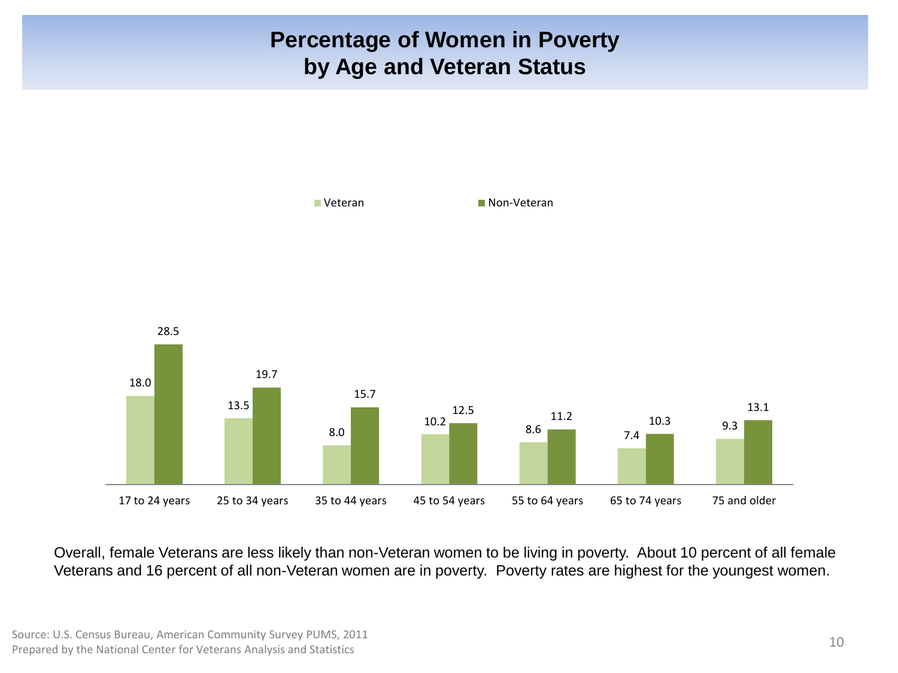# Percentage of Women in Poverty by Age and Veteran Status

| Age | Veteran | Non-Veteran |
|---|---|---|
| 17 to 24 years | 18.0 | 28.5 |
| 25 to 34 years | 13.5 | 19.7 |
| 35 to 44 years | 8.0 | 15.7 |
| 45 to 54 years | 10.2 | 12.5 |
| 55 to 64 years | 8.6 | 11.2 |
| 65 to 74 years | 7.4 | 10.3 |
| 75 and older | 9.3 | 13.1 |

Overall, female Veterans are less likely than non-Veteran women to be living in poverty. About 10 percent of all female Veterans and 16 percent of all non-Veteran women are in poverty. Poverty rates are highest for the youngest women.

Source: U.S. Census Bureau, American Community Survey PUMS, 2011
Prepared by the National Center for Veterans Analysis and Statistics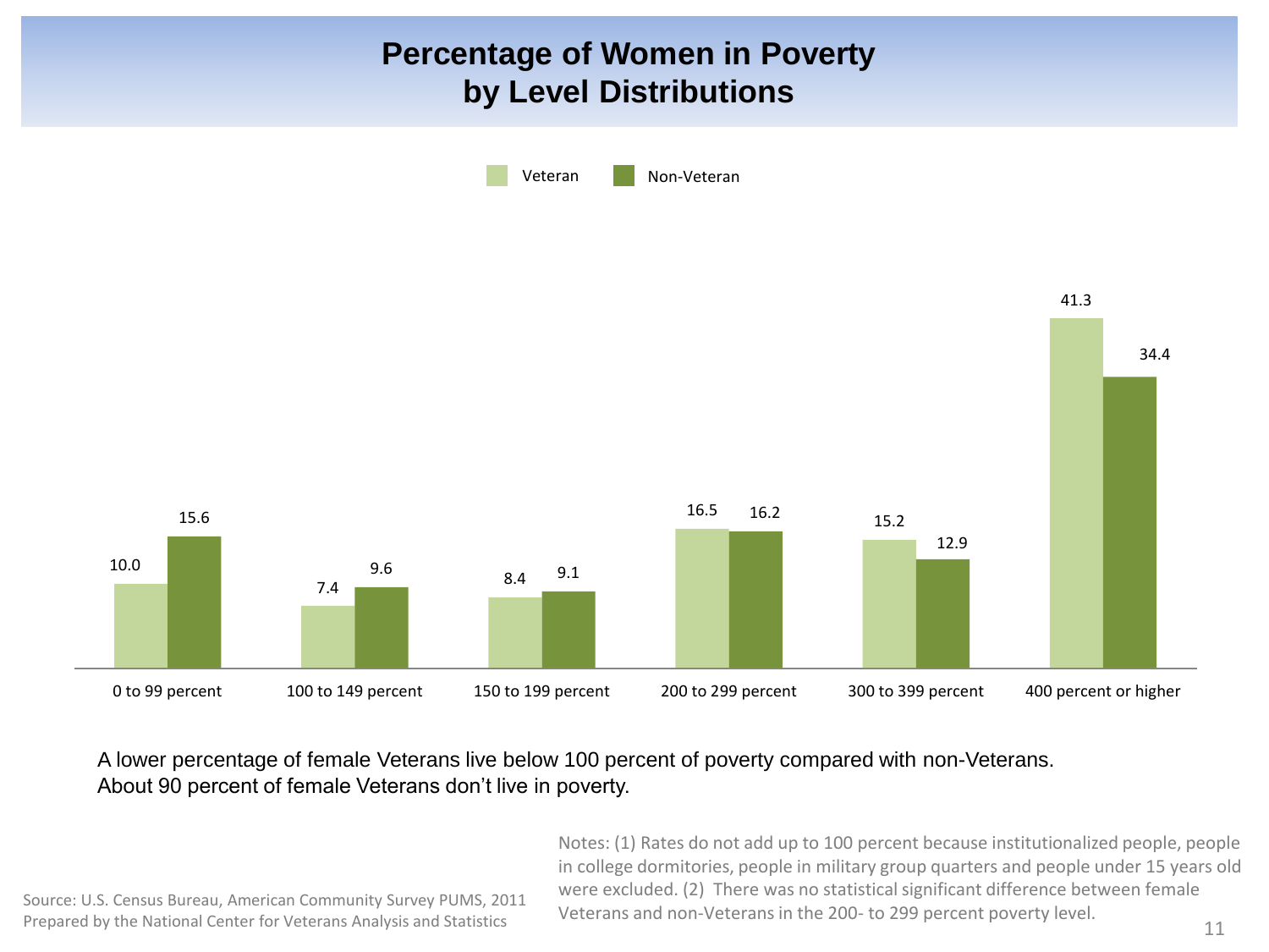# Percentage of Women in Poverty by Level Distributions

| Poverty level | Veteran | Non-Veteran |
| --- | --- | --- |
| 0 to 99 percent | 10.0 | 15.6 |
| 100 to 149 percent | 7.4 | 9.6 |
| 150 to 199 percent | 8.4 | 9.1 |
| 200 to 299 percent | 16.5 | 16.2 |
| 300 to 399 percent | 15.2 | 12.9 |
| 400 percent or higher | 41.3 | 34.4 |

A lower percentage of female Veterans live below 100 percent of poverty compared with non-Veterans. About 90 percent of female Veterans don’t live in poverty.

Source: U.S. Census Bureau, American Community Survey PUMS, 2011
Prepared by the National Center for Veterans Analysis and Statistics

Notes: (1) Rates do not add up to 100 percent because institutionalized people, people in college dormitories, people in military group quarters and people under 15 years old were excluded. (2) There was no statistical significant difference between female Veterans and non-Veterans in the 200- to 299 percent poverty level.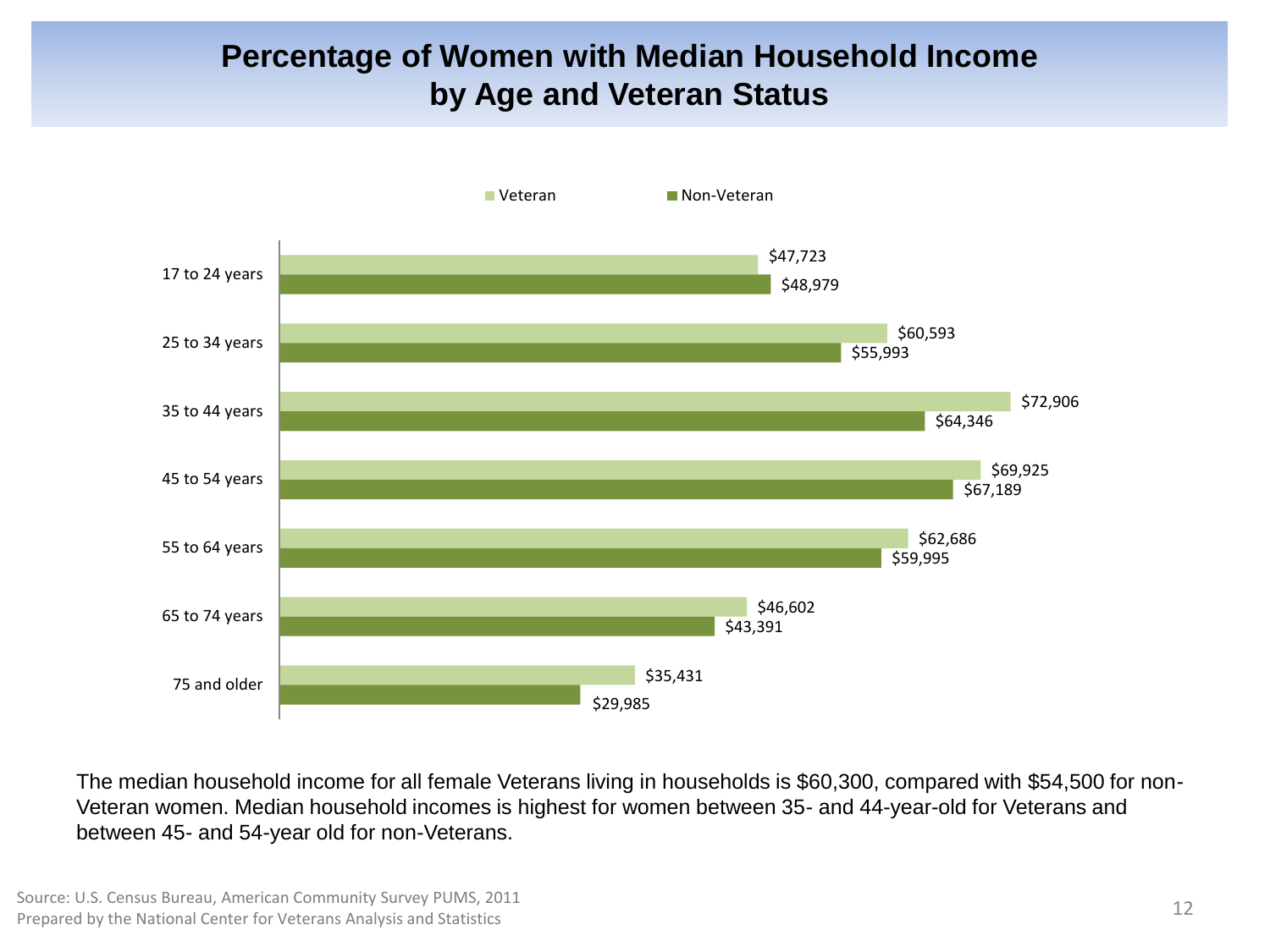# Percentage of Women with Median Household Income by Age and Veteran Status

| Age | Veteran | Non-Veteran |
| --- | --- | --- |
| 17 to 24 years | $47,723 | $48,979 |
| 25 to 34 years | $60,593 | $55,993 |
| 35 to 44 years | $72,906 | $64,346 |
| 45 to 54 years | $69,925 | $67,189 |
| 55 to 64 years | $62,686 | $59,995 |
| 65 to 74 years | $46,602 | $43,391 |
| 75 and older | $35,431 | $29,985 |

The median household income for all female Veterans living in households is $60,300, compared with $54,500 for non-Veteran women. Median household incomes is highest for women between 35- and 44-year-old for Veterans and between 45- and 54-year old for non-Veterans.

Source: U.S. Census Bureau, American Community Survey PUMS, 2011
Prepared by the National Center for Veterans Analysis and Statistics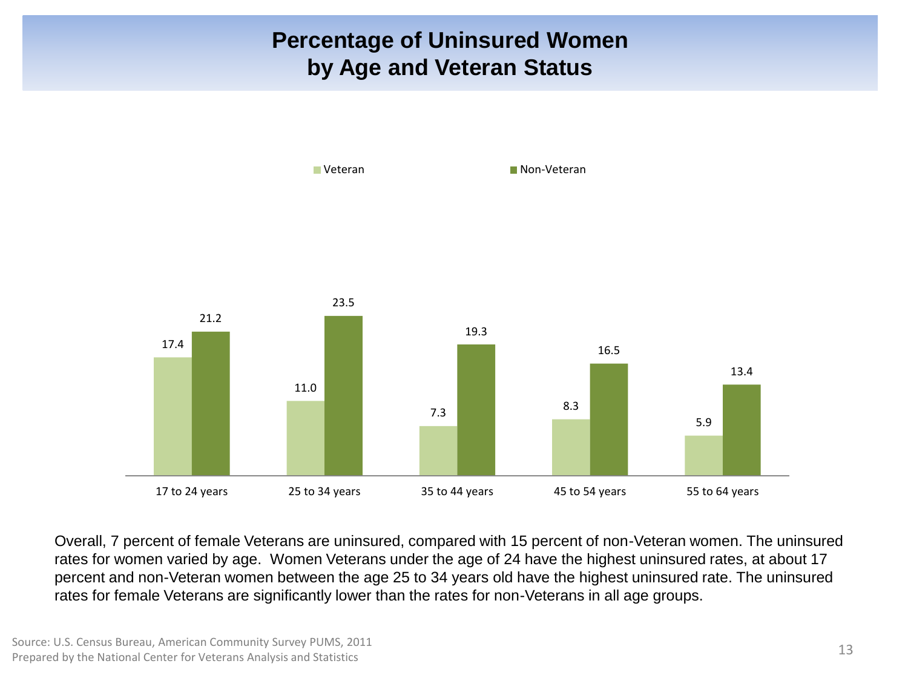# Percentage of Uninsured Women by Age and Veteran Status

| Age group | Veteran | Non-Veteran |
| --- | --- | --- |
| 17 to 24 years | 17.4 | 21.2 |
| 25 to 34 years | 11.0 | 23.5 |
| 35 to 44 years | 7.3 | 19.3 |
| 45 to 54 years | 8.3 | 16.5 |
| 55 to 64 years | 5.9 | 13.4 |

Overall, 7 percent of female Veterans are uninsured, compared with 15 percent of non-Veteran women. The uninsured rates for women varied by age. Women Veterans under the age of 24 have the highest uninsured rates, at about 17 percent and non-Veteran women between the age 25 to 34 years old have the highest uninsured rate. The uninsured rates for female Veterans are significantly lower than the rates for non-Veterans in all age groups.

Source: U.S. Census Bureau, American Community Survey PUMS, 2011
Prepared by the National Center for Veterans Analysis and Statistics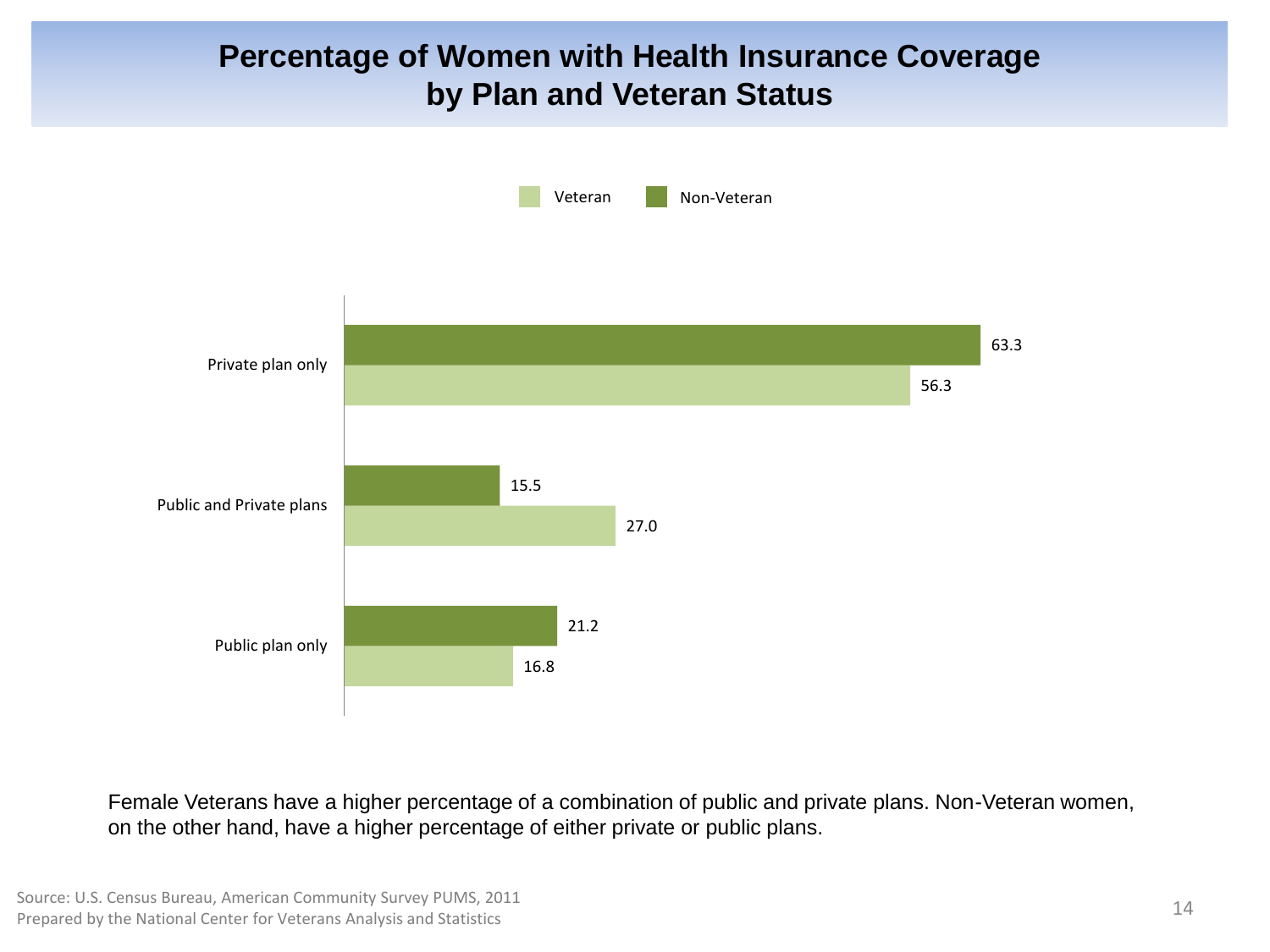# Percentage of Women with Health Insurance Coverage by Plan and Veteran Status

| | Veteran | Non-Veteran |
|---|---|---|
| Private plan only | 56.3 | 63.3 |
| Public and Private plans | 27.0 | 15.5 |
| Public plan only | 16.8 | 21.2 |

Female Veterans have a higher percentage of a combination of public and private plans. Non-Veteran women, on the other hand, have a higher percentage of either private or public plans.

Source: U.S. Census Bureau, American Community Survey PUMS, 2011
Prepared by the National Center for Veterans Analysis and Statistics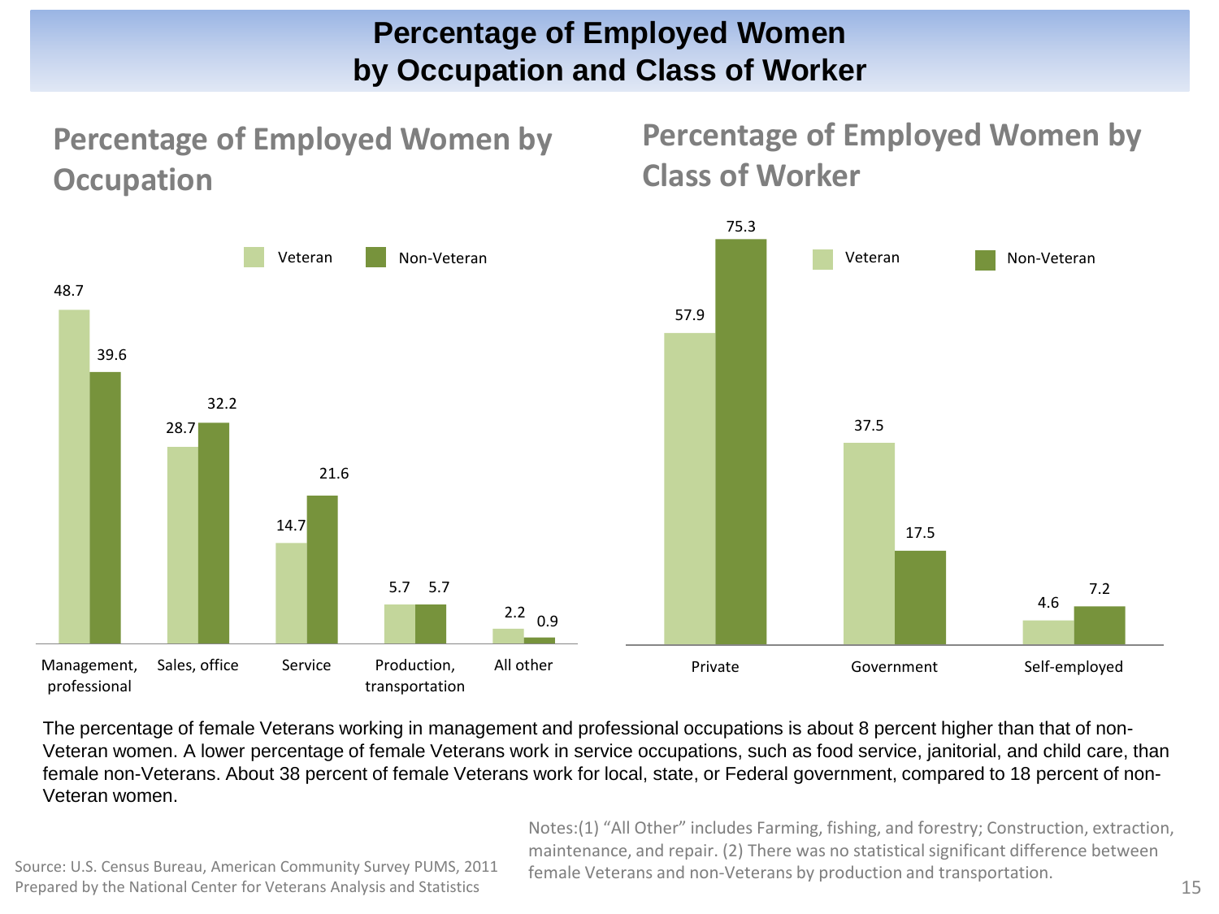# Percentage of Employed Women by Occupation and Class of Worker

## Percentage of Employed Women by Occupation

| Occupation | Veteran | Non-Veteran |
|---|---|---|
| Management, professional | 48.7 | 39.6 |
| Sales, office | 28.7 | 32.2 |
| Service | 14.7 | 21.6 |
| Production, transportation | 5.7 | 5.7 |
| All other | 2.2 | 0.9 |

## Percentage of Employed Women by Class of Worker

| Class of Worker | Veteran | Non-Veteran |
|---|---|---|
| Private | 57.9 | 75.3 |
| Government | 37.5 | 17.5 |
| Self-employed | 4.6 | 7.2 |

The percentage of female Veterans working in management and professional occupations is about 8 percent higher than that of non-Veteran women. A lower percentage of female Veterans work in service occupations, such as food service, janitorial, and child care, than female non-Veterans. About 38 percent of female Veterans work for local, state, or Federal government, compared to 18 percent of non-Veteran women.

Source: U.S. Census Bureau, American Community Survey PUMS, 2011
Prepared by the National Center for Veterans Analysis and Statistics

Notes:(1) "All Other" includes Farming, fishing, and forestry; Construction, extraction, maintenance, and repair. (2) There was no statistical significant difference between female Veterans and non-Veterans by production and transportation.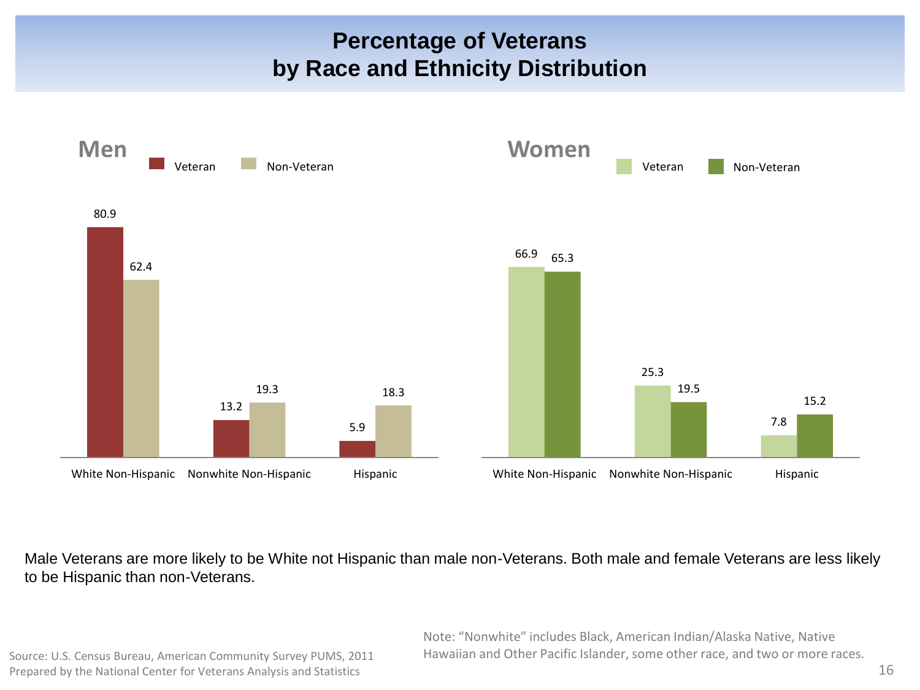# Percentage of Veterans by Race and Ethnicity Distribution

## Men

| | Veteran | Non-Veteran |
|---|---|---|
| White Non-Hispanic | 80.9 | 62.4 |
| Nonwhite Non-Hispanic | 13.2 | 19.3 |
| Hispanic | 5.9 | 18.3 |

## Women

| | Veteran | Non-Veteran |
|---|---|---|
| White Non-Hispanic | 66.9 | 65.3 |
| Nonwhite Non-Hispanic | 25.3 | 19.5 |
| Hispanic | 7.8 | 15.2 |

Male Veterans are more likely to be White not Hispanic than male non-Veterans. Both male and female Veterans are less likely to be Hispanic than non-Veterans.

Source: U.S. Census Bureau, American Community Survey PUMS, 2011
Prepared by the National Center for Veterans Analysis and Statistics

Note: "Nonwhite" includes Black, American Indian/Alaska Native, Native Hawaiian and Other Pacific Islander, some other race, and two or more races.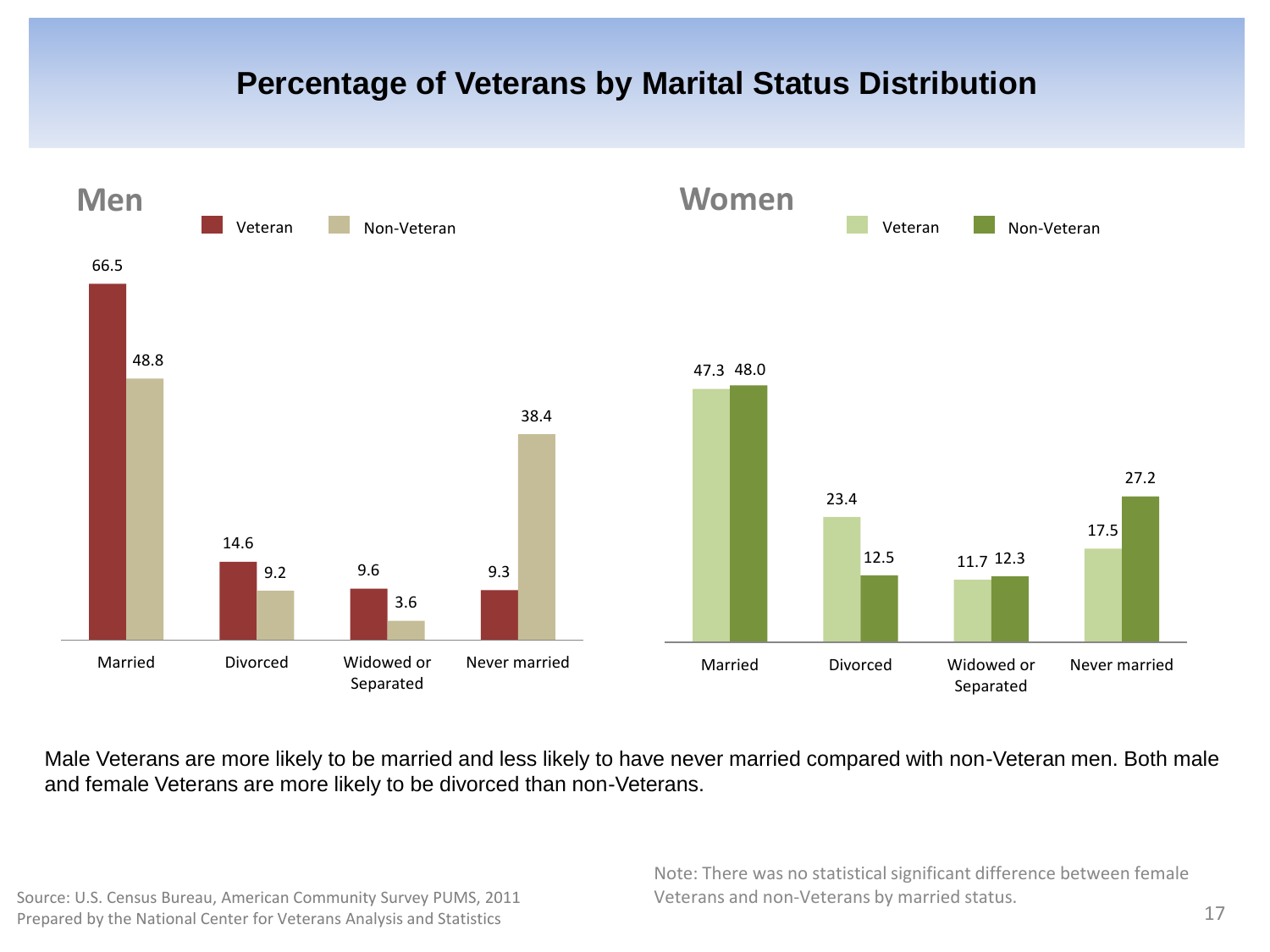# Percentage of Veterans by Marital Status Distribution

## Men

| | Veteran | Non-Veteran |
|---|---|---|
| Married | 66.5 | 48.8 |
| Divorced | 14.6 | 9.2 |
| Widowed or Separated | 9.6 | 3.6 |
| Never married | 9.3 | 38.4 |

## Women

| | Veteran | Non-Veteran |
|---|---|---|
| Married | 47.3 | 48.0 |
| Divorced | 23.4 | 12.5 |
| Widowed or Separated | 11.7 | 12.3 |
| Never married | 17.5 | 27.2 |

Male Veterans are more likely to be married and less likely to have never married compared with non-Veteran men. Both male and female Veterans are more likely to be divorced than non-Veterans.

Source: U.S. Census Bureau, American Community Survey PUMS, 2011
Prepared by the National Center for Veterans Analysis and Statistics

Note: There was no statistical significant difference between female Veterans and non-Veterans by married status.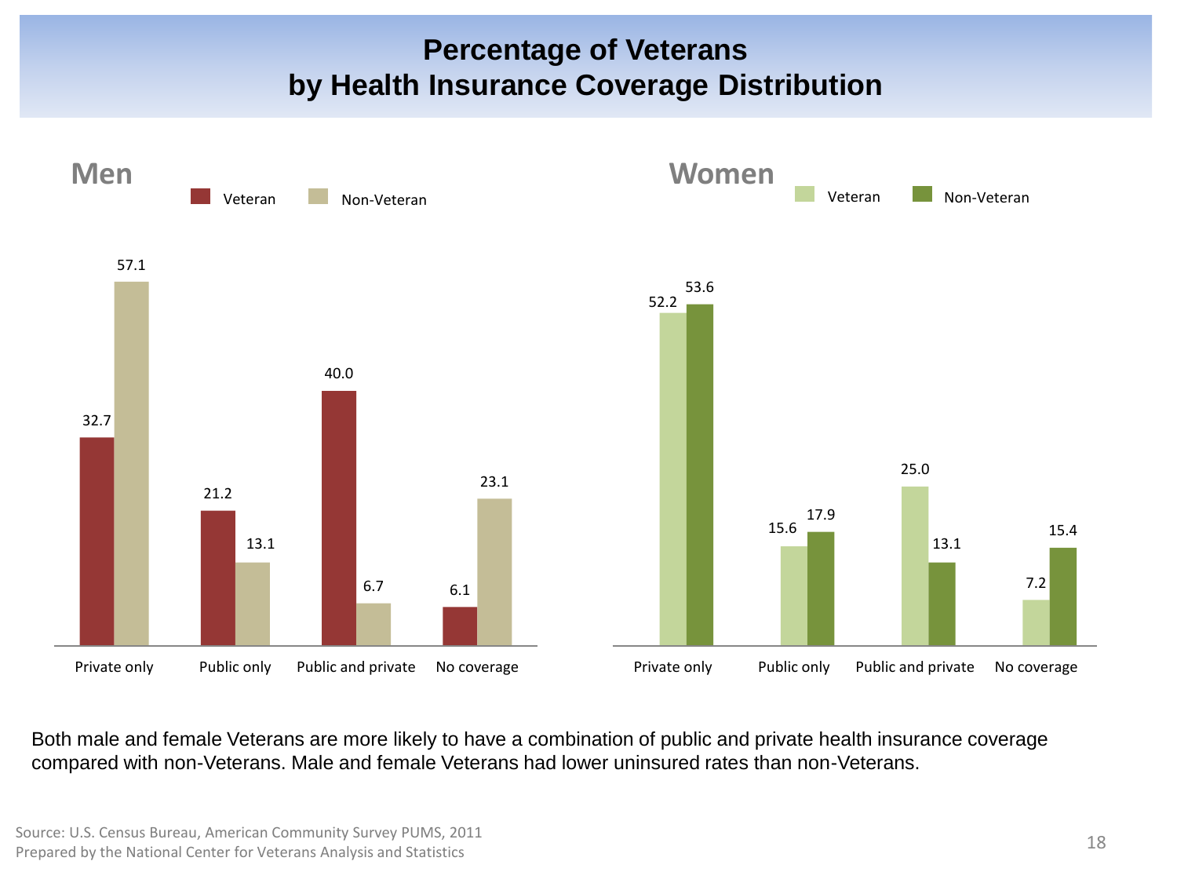# Percentage of Veterans by Health Insurance Coverage Distribution

## Men

| | Veteran | Non-Veteran |
|---|---|---|
| Private only | 32.7 | 57.1 |
| Public only | 21.2 | 13.1 |
| Public and private | 40.0 | 6.7 |
| No coverage | 6.1 | 23.1 |

## Women

| | Veteran | Non-Veteran |
|---|---|---|
| Private only | 52.2 | 53.6 |
| Public only | 15.6 | 17.9 |
| Public and private | 25.0 | 13.1 |
| No coverage | 7.2 | 15.4 |

Both male and female Veterans are more likely to have a combination of public and private health insurance coverage compared with non-Veterans. Male and female Veterans had lower uninsured rates than non-Veterans.

Source: U.S. Census Bureau, American Community Survey PUMS, 2011
Prepared by the National Center for Veterans Analysis and Statistics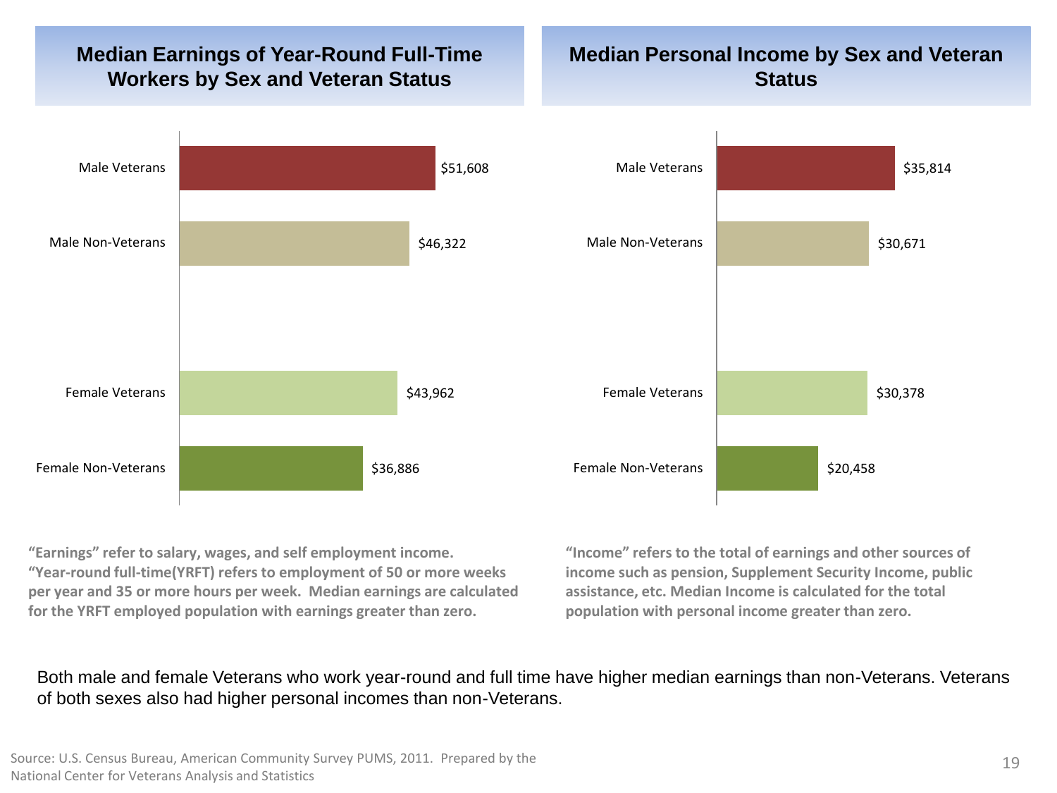## Median Earnings of Year-Round Full-Time Workers by Sex and Veteran Status

| Group | Median Earnings |
|---|---|
| Male Veterans | $51,608 |
| Male Non-Veterans | $46,322 |
| Female Veterans | $43,962 |
| Female Non-Veterans | $36,886 |

**"Earnings" refer to salary, wages, and self employment income. "Year-round full-time(YRFT) refers to employment of 50 or more weeks per year and 35 or more hours per week. Median earnings are calculated for the YRFT employed population with earnings greater than zero.**

## Median Personal Income by Sex and Veteran Status

| Group | Median Personal Income |
|---|---|
| Male Veterans | $35,814 |
| Male Non-Veterans | $30,671 |
| Female Veterans | $30,378 |
| Female Non-Veterans | $20,458 |

**"Income" refers to the total of earnings and other sources of income such as pension, Supplement Security Income, public assistance, etc. Median Income is calculated for the total population with personal income greater than zero.**

Both male and female Veterans who work year-round and full time have higher median earnings than non-Veterans. Veterans of both sexes also had higher personal incomes than non-Veterans.

Source: U.S. Census Bureau, American Community Survey PUMS, 2011. Prepared by the National Center for Veterans Analysis and Statistics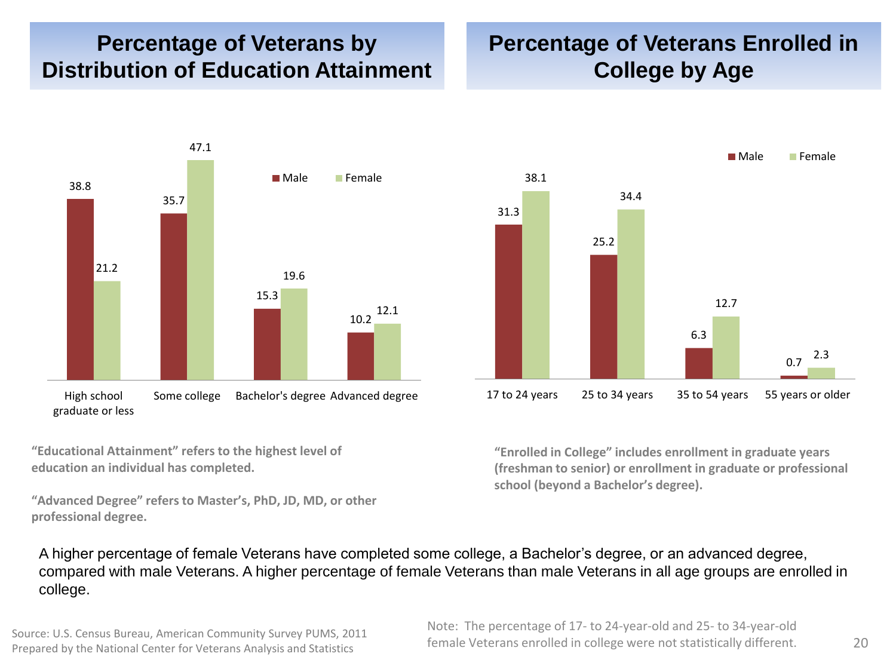## Percentage of Veterans by Distribution of Education Attainment

| | Male | Female |
|---|---|---|
| High school graduate or less | 38.8 | 21.2 |
| Some college | 35.7 | 47.1 |
| Bachelor's degree | 15.3 | 19.6 |
| Advanced degree | 10.2 | 12.1 |

**"Educational Attainment" refers to the highest level of education an individual has completed.**

**"Advanced Degree" refers to Master's, PhD, JD, MD, or other professional degree.**

## Percentage of Veterans Enrolled in College by Age

| | Male | Female |
|---|---|---|
| 17 to 24 years | 31.3 | 38.1 |
| 25 to 34 years | 25.2 | 34.4 |
| 35 to 54 years | 6.3 | 12.7 |
| 55 years or older | 0.7 | 2.3 |

**"Enrolled in College" includes enrollment in graduate years (freshman to senior) or enrollment in graduate or professional school (beyond a Bachelor's degree).**

A higher percentage of female Veterans have completed some college, a Bachelor's degree, or an advanced degree, compared with male Veterans. A higher percentage of female Veterans than male Veterans in all age groups are enrolled in college.

Source: U.S. Census Bureau, American Community Survey PUMS, 2011
Prepared by the National Center for Veterans Analysis and Statistics

Note: The percentage of 17- to 24-year-old and 25- to 34-year-old female Veterans enrolled in college were not statistically different.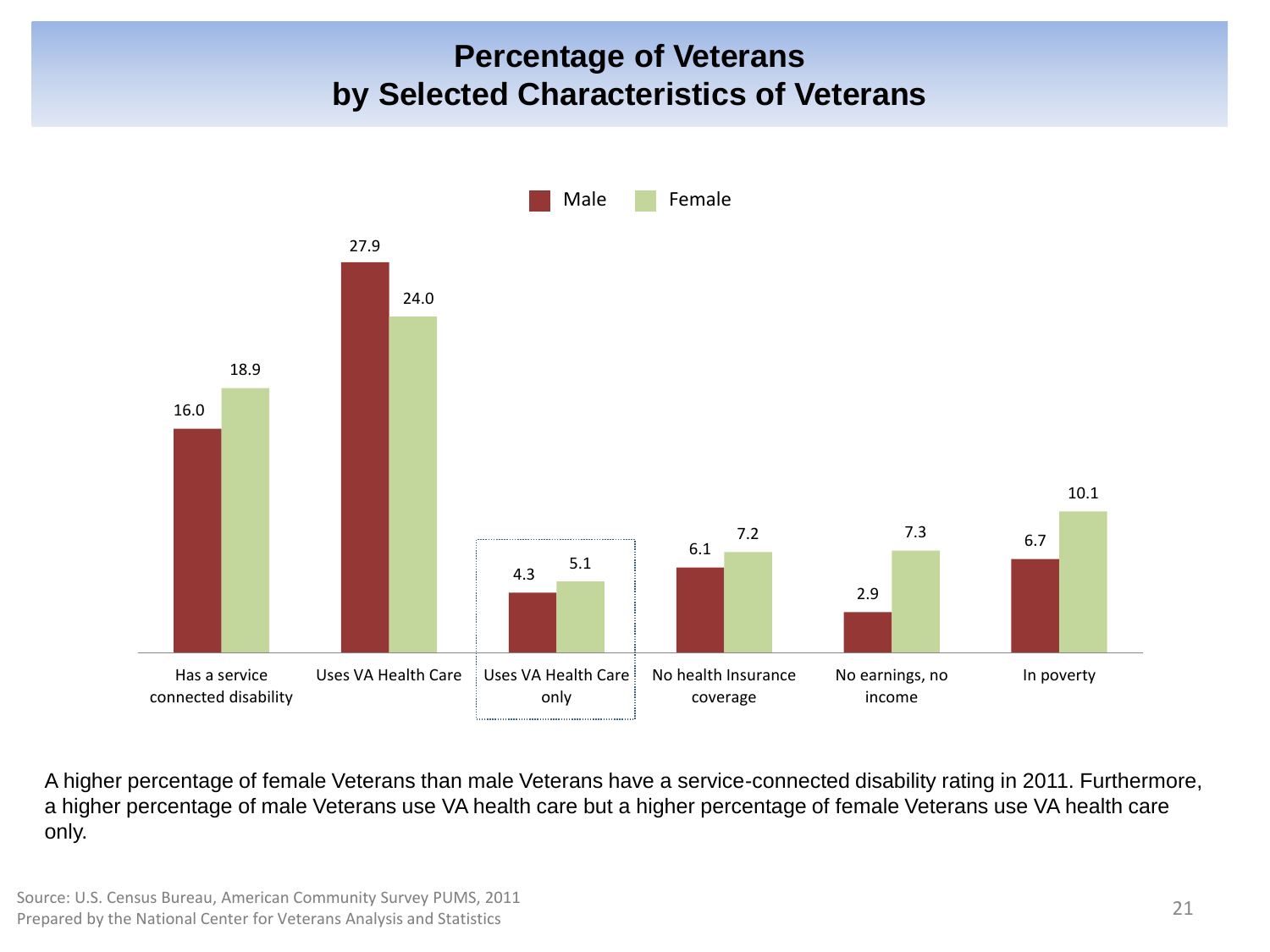# Percentage of Veterans by Selected Characteristics of Veterans

| Characteristic | Male | Female |
|---|---|---|
| Has a service connected disability | 16.0 | 18.9 |
| Uses VA Health Care | 27.9 | 24.0 |
| Uses VA Health Care only | 4.3 | 5.1 |
| No health Insurance coverage | 6.1 | 7.2 |
| No earnings, no income | 2.9 | 7.3 |
| In poverty | 6.7 | 10.1 |

A higher percentage of female Veterans than male Veterans have a service-connected disability rating in 2011. Furthermore, a higher percentage of male Veterans use VA health care but a higher percentage of female Veterans use VA health care only.

Source: U.S. Census Bureau, American Community Survey PUMS, 2011
Prepared by the National Center for Veterans Analysis and Statistics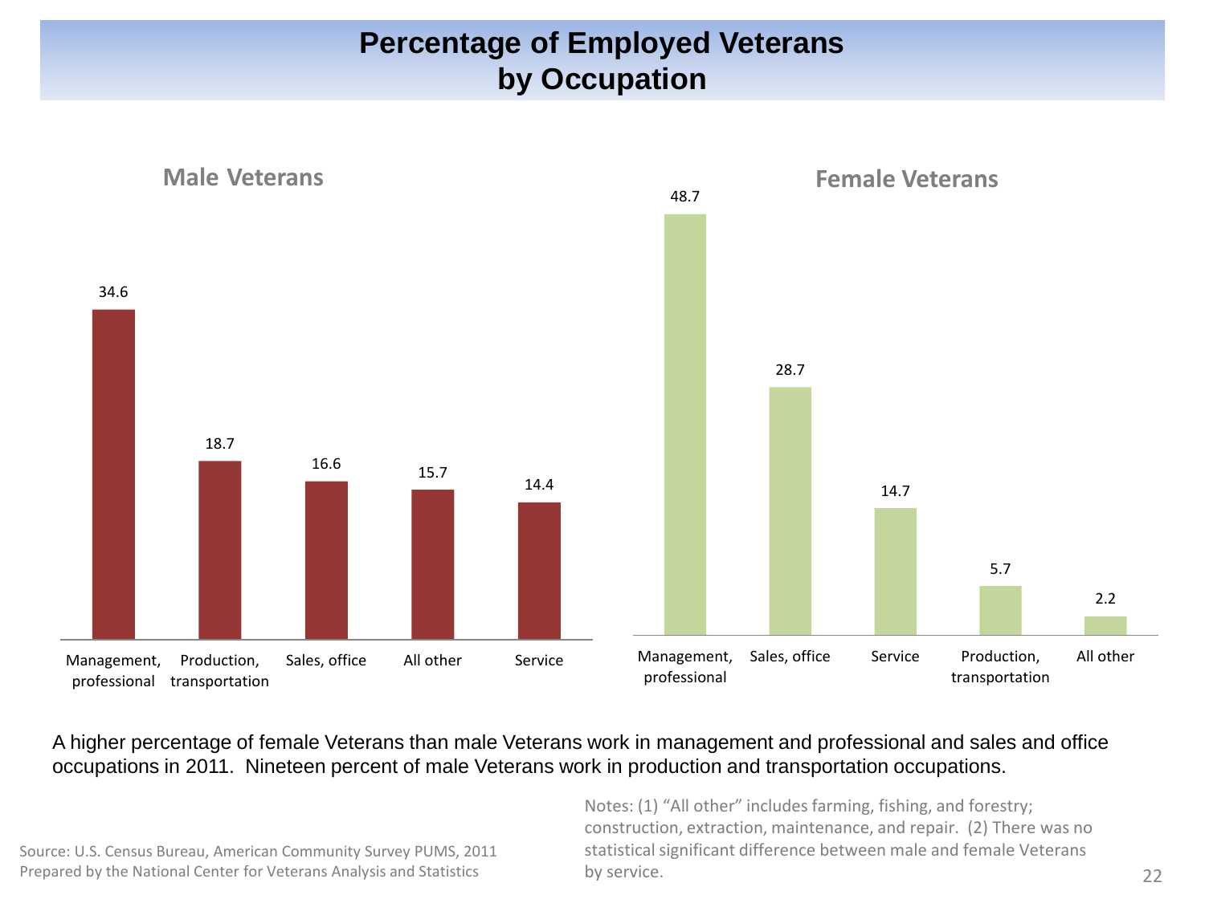# Percentage of Employed Veterans by Occupation

### Male Veterans

| Occupation | Percent |
|---|---|
| Management, professional | 34.6 |
| Production, transportation | 18.7 |
| Sales, office | 16.6 |
| All other | 15.7 |
| Service | 14.4 |

### Female Veterans

| Occupation | Percent |
|---|---|
| Management, professional | 48.7 |
| Sales, office | 28.7 |
| Service | 14.7 |
| Production, transportation | 5.7 |
| All other | 2.2 |

A higher percentage of female Veterans than male Veterans work in management and professional and sales and office occupations in 2011. Nineteen percent of male Veterans work in production and transportation occupations.

Source: U.S. Census Bureau, American Community Survey PUMS, 2011
Prepared by the National Center for Veterans Analysis and Statistics

Notes: (1) "All other" includes farming, fishing, and forestry; construction, extraction, maintenance, and repair. (2) There was no statistical significant difference between male and female Veterans by service.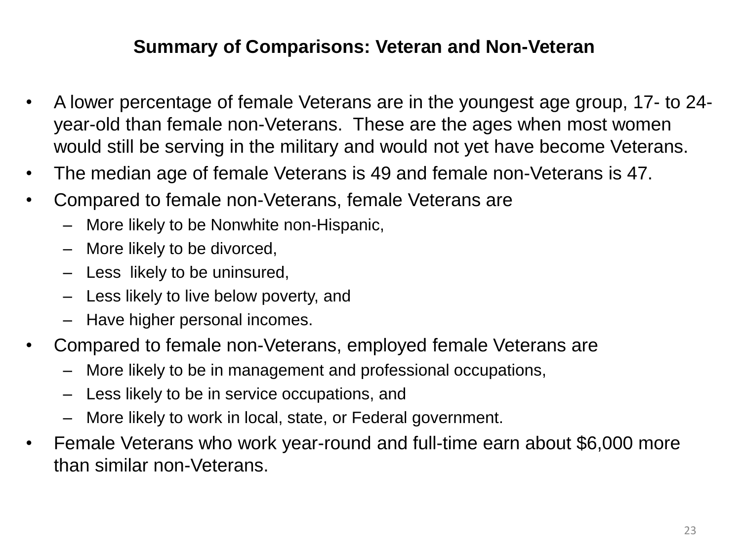## Summary of Comparisons: Veteran and Non-Veteran

- A lower percentage of female Veterans are in the youngest age group, 17- to 24-year-old than female non-Veterans. These are the ages when most women would still be serving in the military and would not yet have become Veterans.
- The median age of female Veterans is 49 and female non-Veterans is 47.
- Compared to female non-Veterans, female Veterans are
  - More likely to be Nonwhite non-Hispanic,
  - More likely to be divorced,
  - Less likely to be uninsured,
  - Less likely to live below poverty, and
  - Have higher personal incomes.
- Compared to female non-Veterans, employed female Veterans are
  - More likely to be in management and professional occupations,
  - Less likely to be in service occupations, and
  - More likely to work in local, state, or Federal government.
- Female Veterans who work year-round and full-time earn about $6,000 more than similar non-Veterans.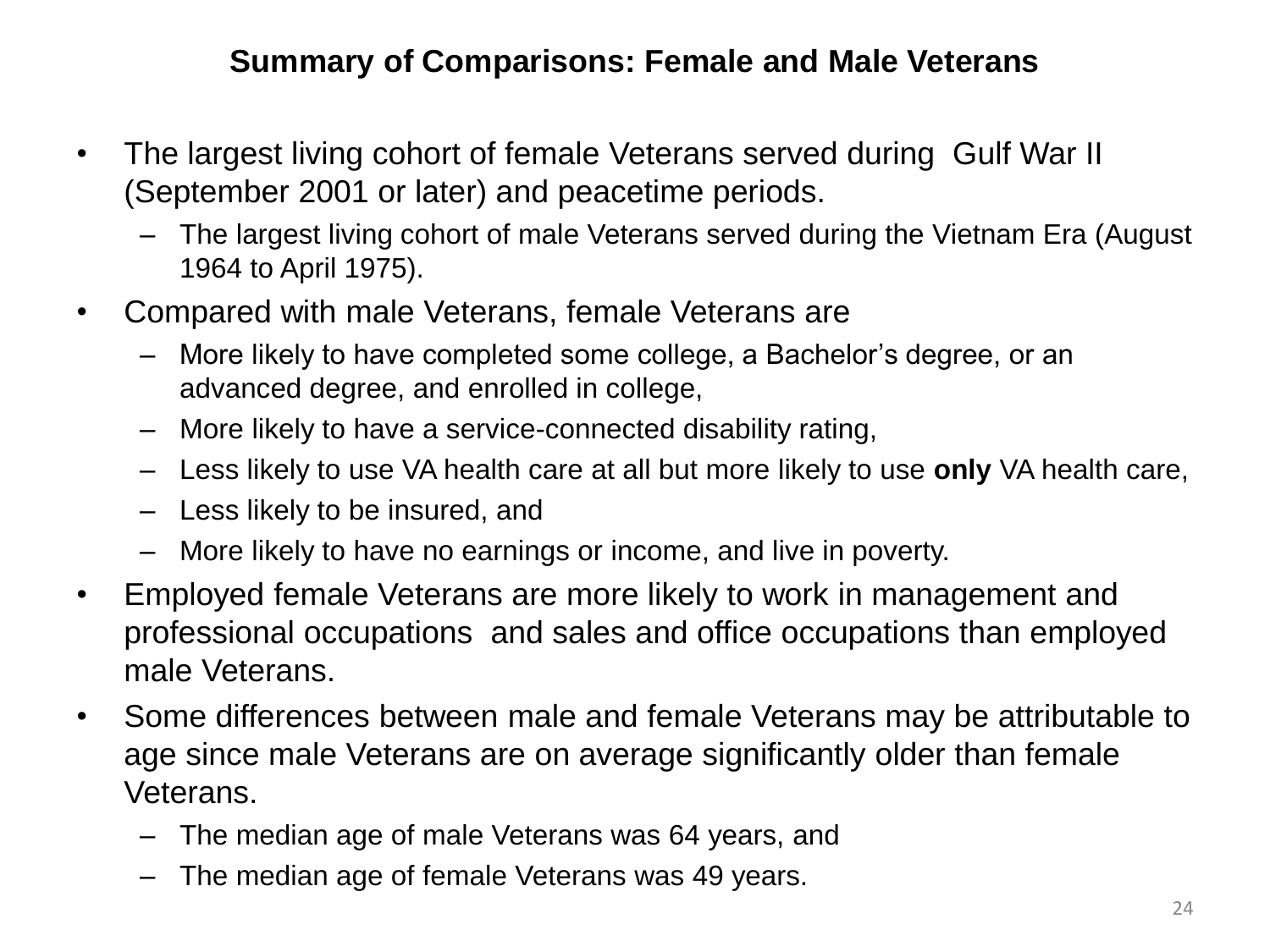## Summary of Comparisons: Female and Male Veterans

- The largest living cohort of female Veterans served during Gulf War II (September 2001 or later) and peacetime periods.
  - The largest living cohort of male Veterans served during the Vietnam Era (August 1964 to April 1975).
- Compared with male Veterans, female Veterans are
  - More likely to have completed some college, a Bachelor's degree, or an advanced degree, and enrolled in college,
  - More likely to have a service-connected disability rating,
  - Less likely to use VA health care at all but more likely to use **only** VA health care,
  - Less likely to be insured, and
  - More likely to have no earnings or income, and live in poverty.
- Employed female Veterans are more likely to work in management and professional occupations and sales and office occupations than employed male Veterans.
- Some differences between male and female Veterans may be attributable to age since male Veterans are on average significantly older than female Veterans.
  - The median age of male Veterans was 64 years, and
  - The median age of female Veterans was 49 years.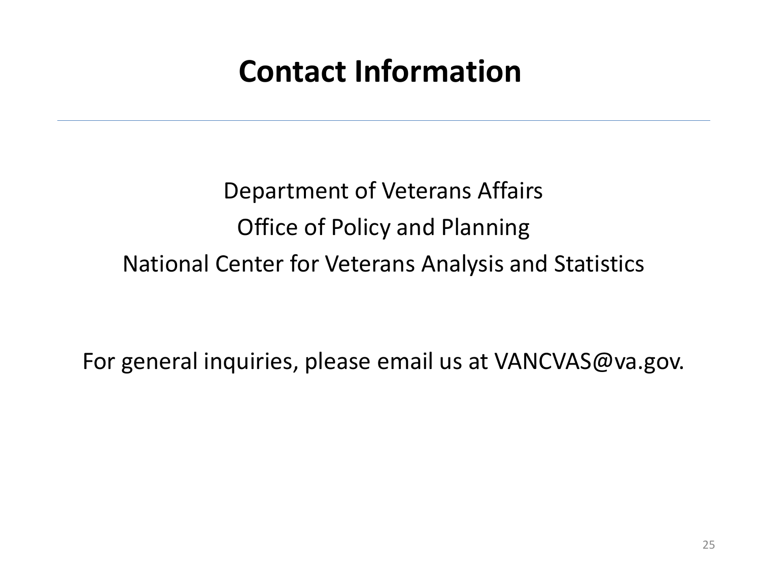# Contact Information

Department of Veterans Affairs

Office of Policy and Planning

National Center for Veterans Analysis and Statistics

For general inquiries, please email us at VANCVAS@va.gov.